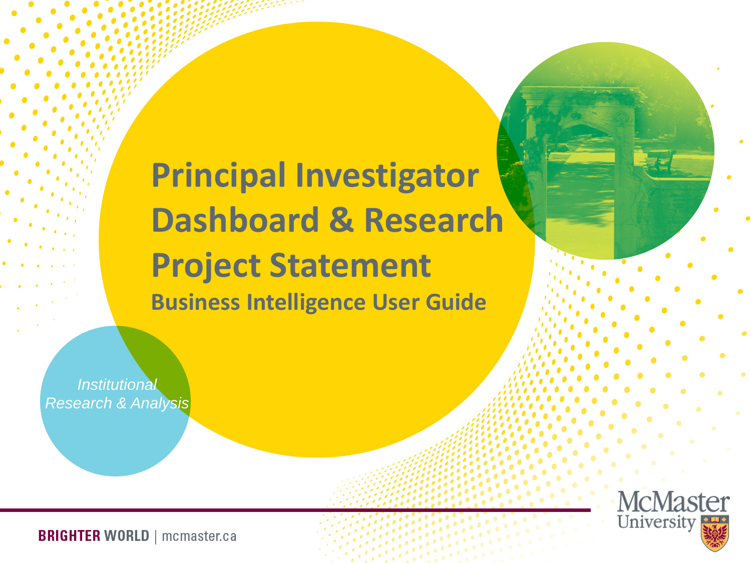# Principal Investigator Dashboard & Research Project Statement

## Business Intelligence User Guide

*Institutional Research & Analysis*

**BRIGHTER WORLD** | mcmaster.ca

McMaster University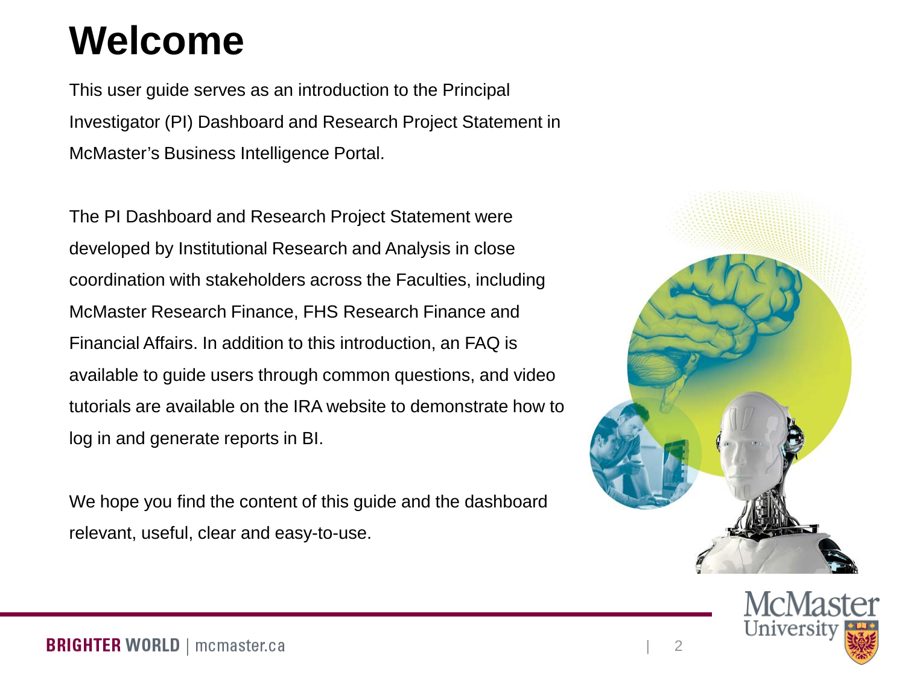# Welcome

This user guide serves as an introduction to the Principal Investigator (PI) Dashboard and Research Project Statement in McMaster's Business Intelligence Portal.

The PI Dashboard and Research Project Statement were developed by Institutional Research and Analysis in close coordination with stakeholders across the Faculties, including McMaster Research Finance, FHS Research Finance and Financial Affairs. In addition to this introduction, an FAQ is available to guide users through common questions, and video tutorials are available on the IRA website to demonstrate how to log in and generate reports in BI.

We hope you find the content of this guide and the dashboard relevant, useful, clear and easy-to-use.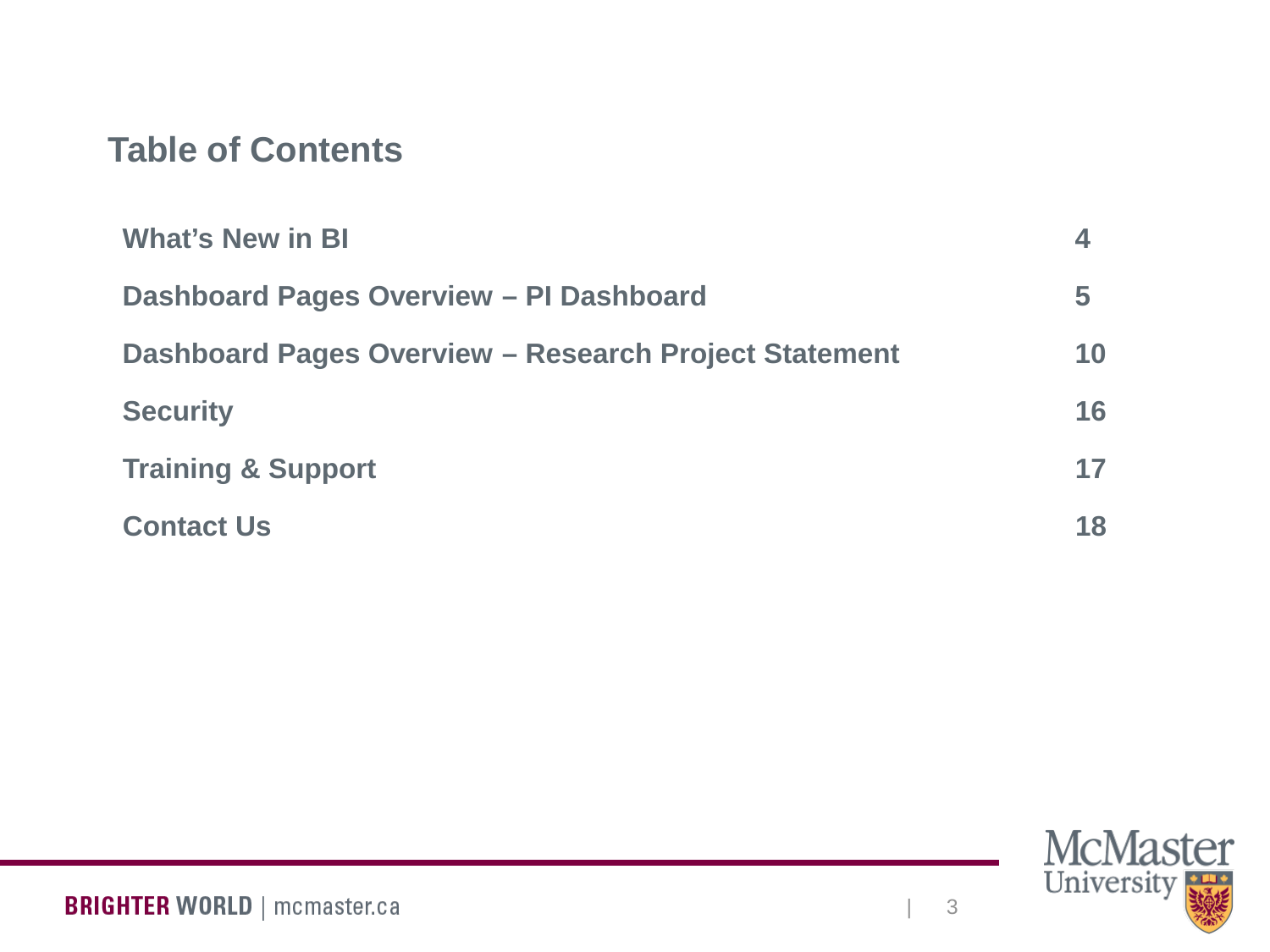# Table of Contents

| | |
|---|---|
| **What's New in BI** | **4** |
| **Dashboard Pages Overview – PI Dashboard** | **5** |
| **Dashboard Pages Overview – Research Project Statement** | **10** |
| **Security** | **16** |
| **Training & Support** | **17** |
| **Contact Us** | **18** |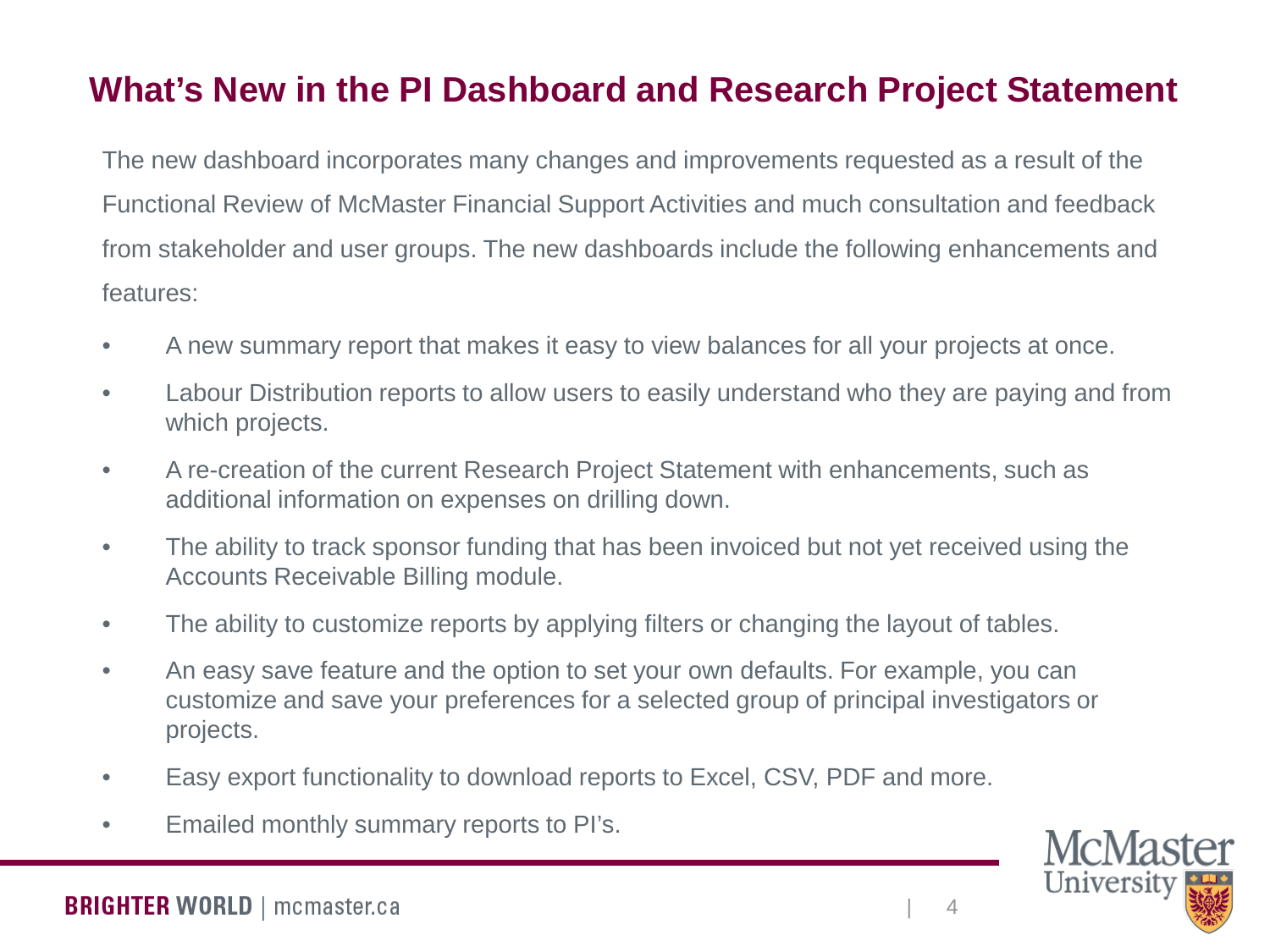# What's New in the PI Dashboard and Research Project Statement

The new dashboard incorporates many changes and improvements requested as a result of the Functional Review of McMaster Financial Support Activities and much consultation and feedback from stakeholder and user groups. The new dashboards include the following enhancements and features:

- A new summary report that makes it easy to view balances for all your projects at once.
- Labour Distribution reports to allow users to easily understand who they are paying and from which projects.
- A re-creation of the current Research Project Statement with enhancements, such as additional information on expenses on drilling down.
- The ability to track sponsor funding that has been invoiced but not yet received using the Accounts Receivable Billing module.
- The ability to customize reports by applying filters or changing the layout of tables.
- An easy save feature and the option to set your own defaults. For example, you can customize and save your preferences for a selected group of principal investigators or projects.
- Easy export functionality to download reports to Excel, CSV, PDF and more.
- Emailed monthly summary reports to PI's.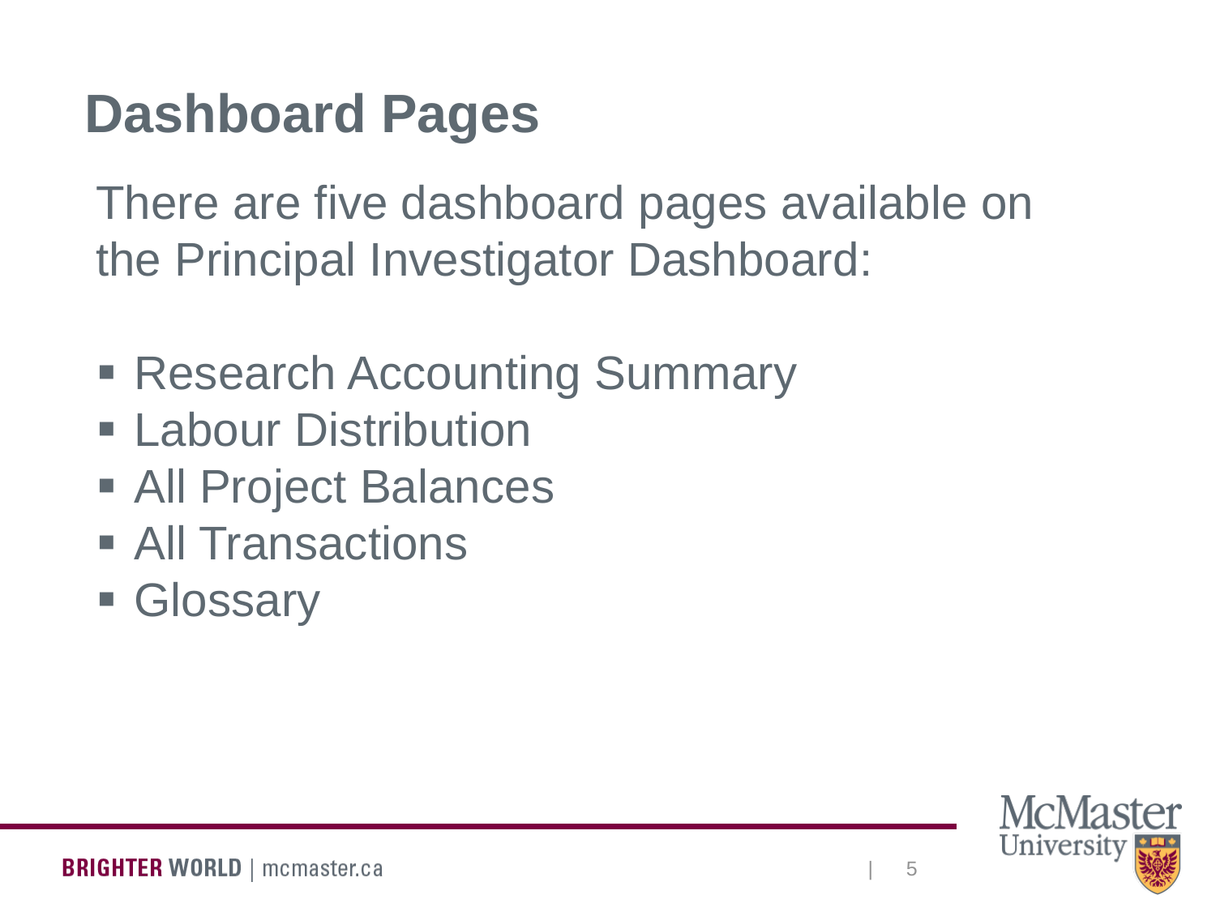# Dashboard Pages

There are five dashboard pages available on the Principal Investigator Dashboard:

- Research Accounting Summary
- Labour Distribution
- All Project Balances
- All Transactions
- Glossary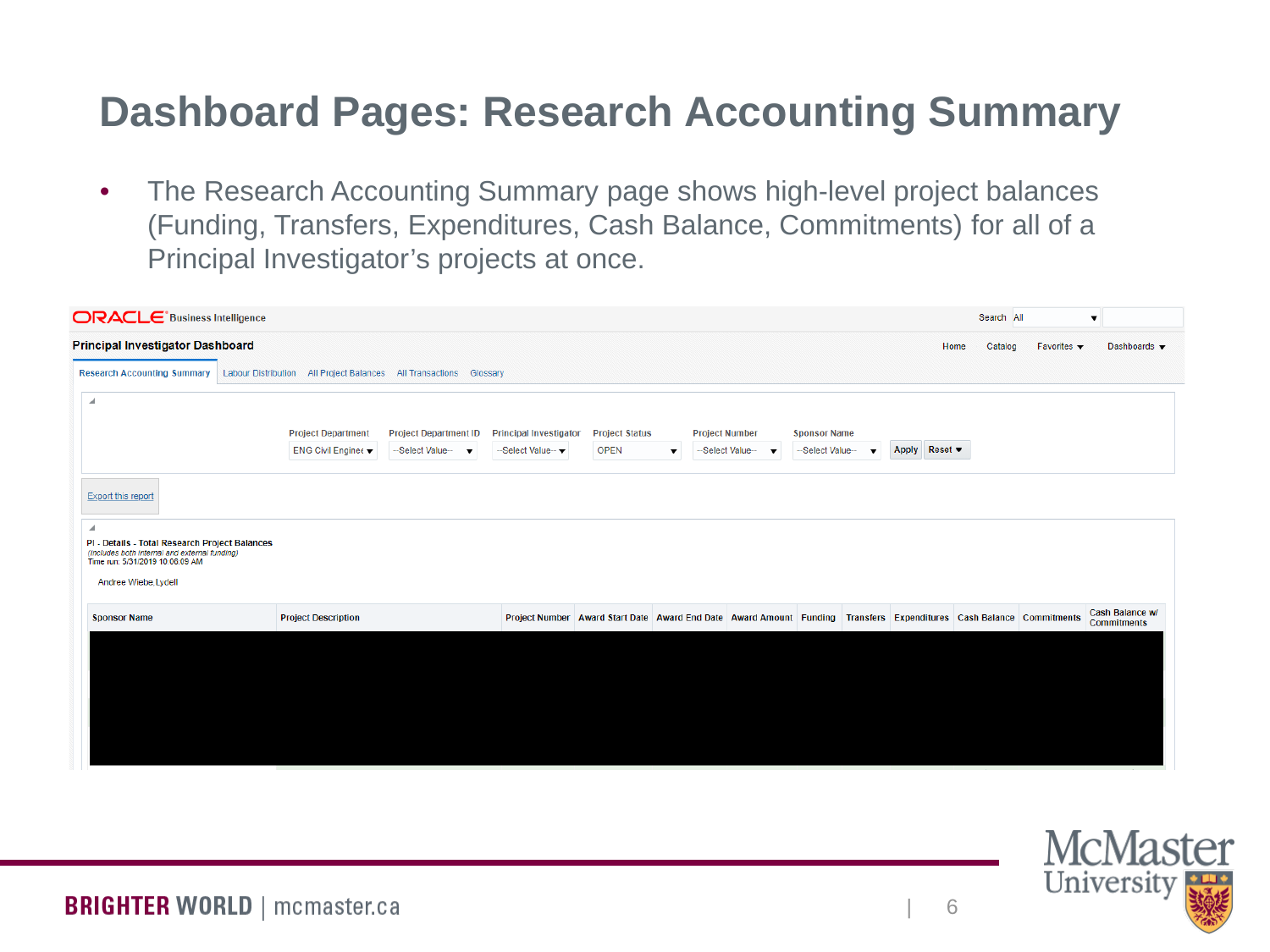# Dashboard Pages: Research Accounting Summary

- The Research Accounting Summary page shows high-level project balances (Funding, Transfers, Expenditures, Cash Balance, Commitments) for all of a Principal Investigator's projects at once.

ORACLE Business Intelligence

Search All

**Principal Investigator Dashboard**

Home | Catalog | Favorites | Dashboards

Research Accounting Summary | Labour Distribution | All Project Balances | All Transactions | Glossary

| Project Department | Project Department ID | Principal Investigator | Project Status | Project Number | Sponsor Name |
| --- | --- | --- | --- | --- | --- |
| ENG Civil Enginee | --Select Value-- | --Select Value-- | OPEN | --Select Value-- | --Select Value-- |

Apply | Reset

Export this report

**PI - Details - Total Research Project Balances**

*(includes both internal and external funding)*

Time run: 5/31/2019 10:06:09 AM

Andree Wiebe,Lydell

| Sponsor Name | Project Description | Project Number | Award Start Date | Award End Date | Award Amount | Funding | Transfers | Expenditures | Cash Balance | Commitments | Cash Balance w/ Commitments |
| --- | --- | --- | --- | --- | --- | --- | --- | --- | --- | --- | --- |

BRIGHTER WORLD | mcmaster.ca

McMaster University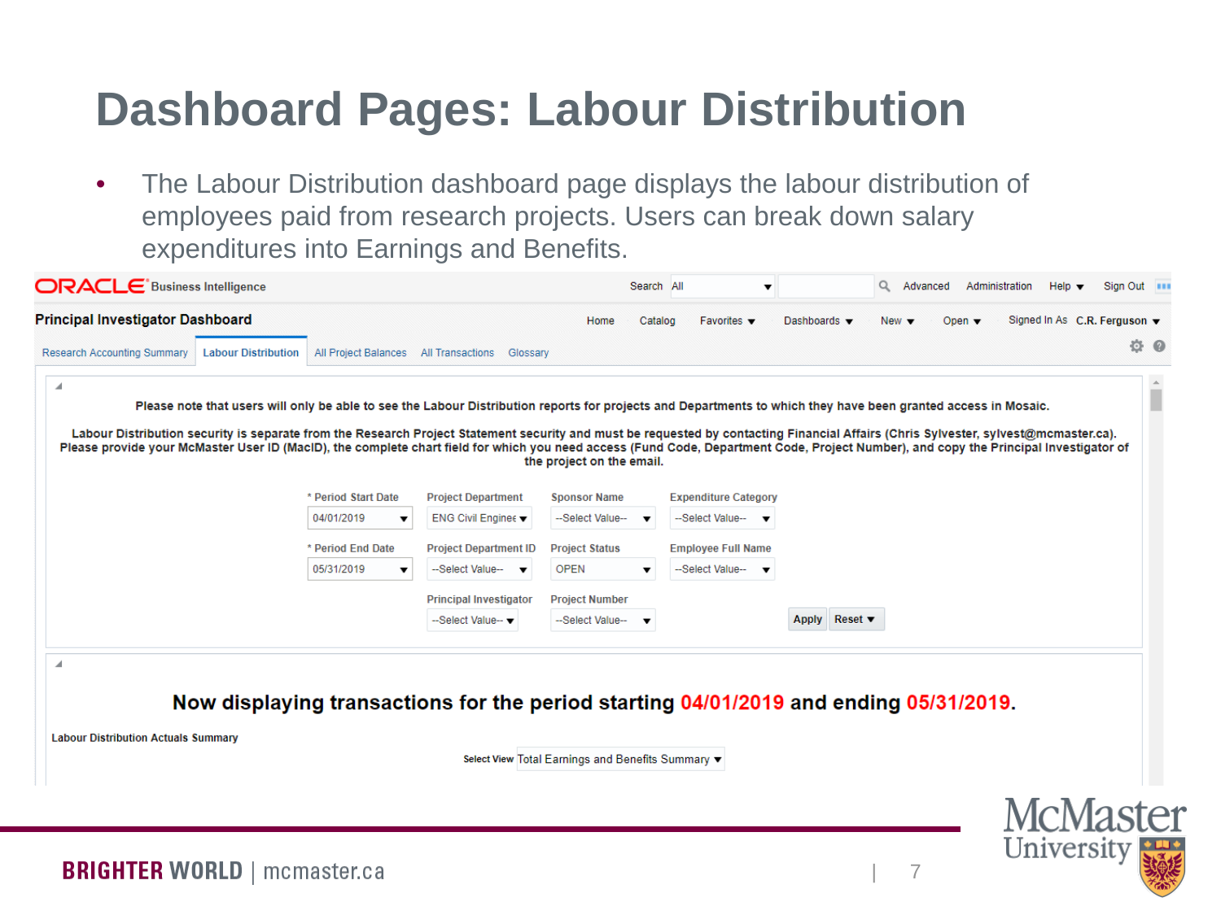# Dashboard Pages: Labour Distribution

- The Labour Distribution dashboard page displays the labour distribution of employees paid from research projects. Users can break down salary expenditures into Earnings and Benefits.

ORACLE Business Intelligence

Search All | Advanced | Administration | Help | Sign Out

**Principal Investigator Dashboard**

Home | Catalog | Favorites | Dashboards | New | Open | Signed In As C.R. Ferguson

Research Accounting Summary | **Labour Distribution** | All Project Balances | All Transactions | Glossary

**Please note that users will only be able to see the Labour Distribution reports for projects and Departments to which they have been granted access in Mosaic.**

**Labour Distribution security is separate from the Research Project Statement security and must be requested by contacting Financial Affairs (Chris Sylvester, sylvest@mcmaster.ca). Please provide your McMaster User ID (MacID), the complete chart field for which you need access (Fund Code, Department Code, Project Number), and copy the Principal Investigator of the project on the email.**

| * Period Start Date | Project Department | Sponsor Name | Expenditure Category |
|---|---|---|---|
| 04/01/2019 | ENG Civil Enginee | --Select Value-- | --Select Value-- |
| **\* Period End Date** | **Project Department ID** | **Project Status** | **Employee Full Name** |
| 05/31/2019 | --Select Value-- | OPEN | --Select Value-- |
| | **Principal Investigator** | **Project Number** | |
| | --Select Value-- | --Select Value-- | |

Apply | Reset

**Now displaying transactions for the period starting 04/01/2019 and ending 05/31/2019.**

**Labour Distribution Actuals Summary**

Select View: Total Earnings and Benefits Summary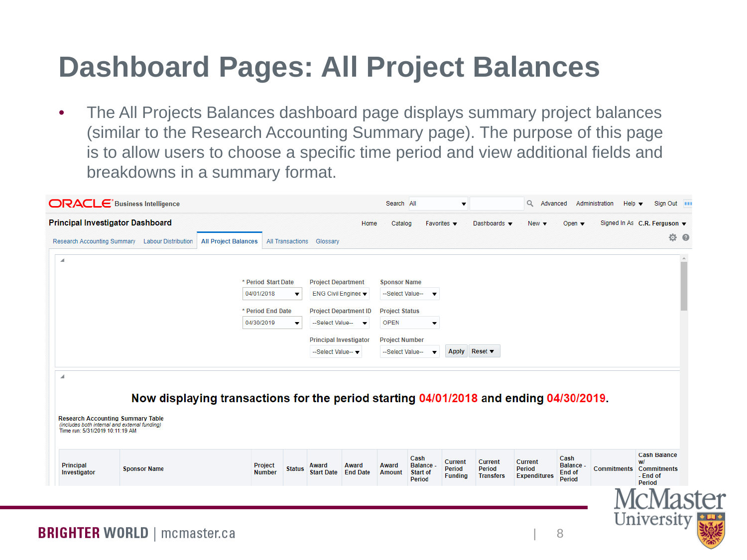# Dashboard Pages: All Project Balances

- The All Projects Balances dashboard page displays summary project balances (similar to the Research Accounting Summary page). The purpose of this page is to allow users to choose a specific time period and view additional fields and breakdowns in a summary format.

ORACLE Business Intelligence

Search All | Advanced | Administration | Help | Sign Out

**Principal Investigator Dashboard**

Home | Catalog | Favorites | Dashboards | New | Open | Signed In As C.R. Ferguson

Research Accounting Summary | Labour Distribution | **All Project Balances** | All Transactions | Glossary

\* Period Start Date: 04/01/2018
\* Period End Date: 04/30/2019
Project Department: ENG Civil Enginee
Project Department ID: --Select Value--
Principal Investigator: --Select Value--
Sponsor Name: --Select Value--
Project Status: OPEN
Project Number: --Select Value--

Apply | Reset

**Now displaying transactions for the period starting 04/01/2018 and ending 04/30/2019.**

**Research Accounting Summary Table**
*(includes both internal and external funding)*
Time run: 5/31/2019 10:11:19 AM

| Principal Investigator | Sponsor Name | Project Number | Status | Award Start Date | Award End Date | Award Amount | Cash Balance - Start of Period | Current Period Funding | Current Period Transfers | Current Period Expenditures | Cash Balance - End of Period | Commitments | Cash Balance w/ Commitments - End of Period |
|---|---|---|---|---|---|---|---|---|---|---|---|---|---|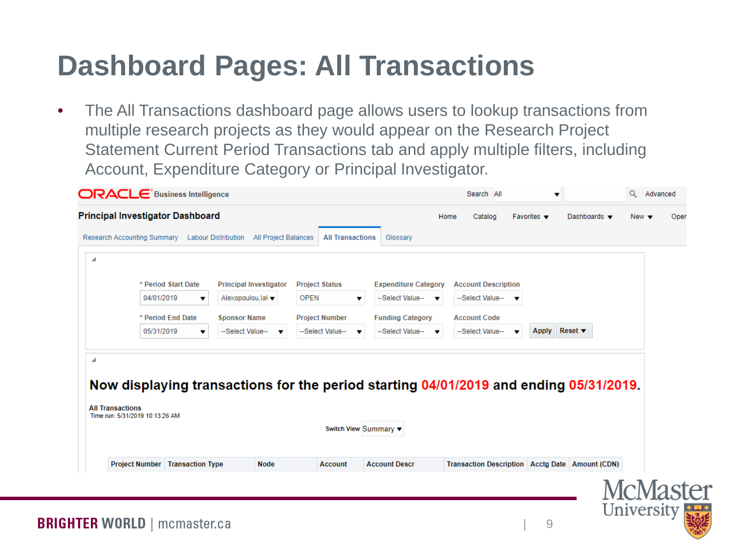# Dashboard Pages: All Transactions

- The All Transactions dashboard page allows users to lookup transactions from multiple research projects as they would appear on the Research Project Statement Current Period Transactions tab and apply multiple filters, including Account, Expenditure Category or Principal Investigator.

ORACLE Business Intelligence

Search All | Advanced

**Principal Investigator Dashboard**

Home | Catalog | Favorites | Dashboards | New | Open

Research Accounting Summary | Labour Distribution | All Project Balances | **All Transactions** | Glossary

| * Period Start Date | Principal Investigator | Project Status | Expenditure Category | Account Description | |
|---|---|---|---|---|---|
| 04/01/2019 | Alexopoulou,Ial | OPEN | --Select Value-- | --Select Value-- | |
| **\* Period End Date** | **Sponsor Name** | **Project Number** | **Funding Category** | **Account Code** | |
| 05/31/2019 | --Select Value-- | --Select Value-- | --Select Value-- | --Select Value-- | Apply / Reset |

**Now displaying transactions for the period starting 04/01/2019 and ending 05/31/2019.**

**All Transactions**
Time run: 5/31/2019 10:13:26 AM

Switch View Summary

| Project Number | Transaction Type | Node | Account | Account Descr | Transaction Description | Acctg Date | Amount (CDN) |
|---|---|---|---|---|---|---|---|

BRIGHTER WORLD | mcmaster.ca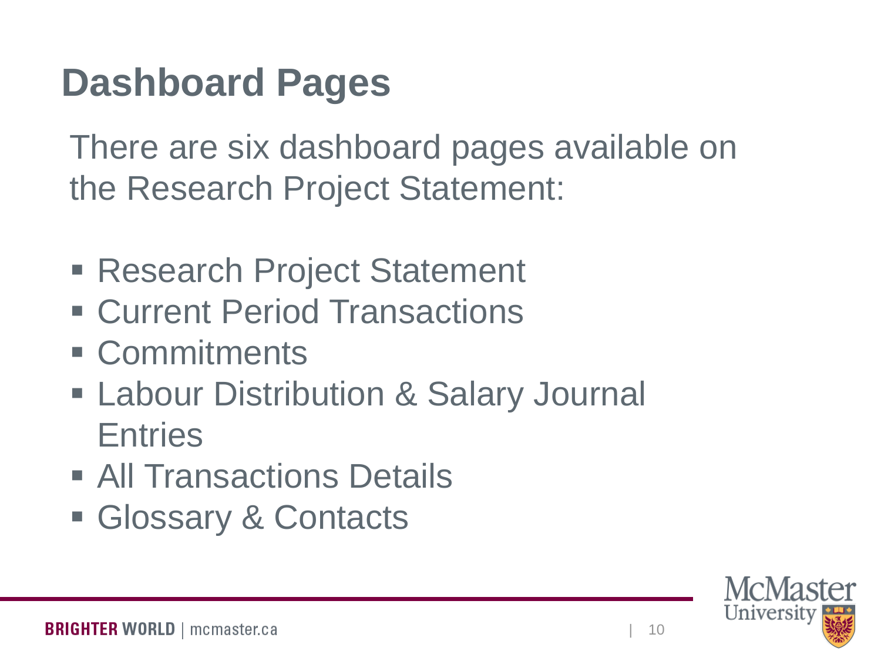# Dashboard Pages

There are six dashboard pages available on the Research Project Statement:

- Research Project Statement
- Current Period Transactions
- Commitments
- Labour Distribution & Salary Journal Entries
- All Transactions Details
- Glossary & Contacts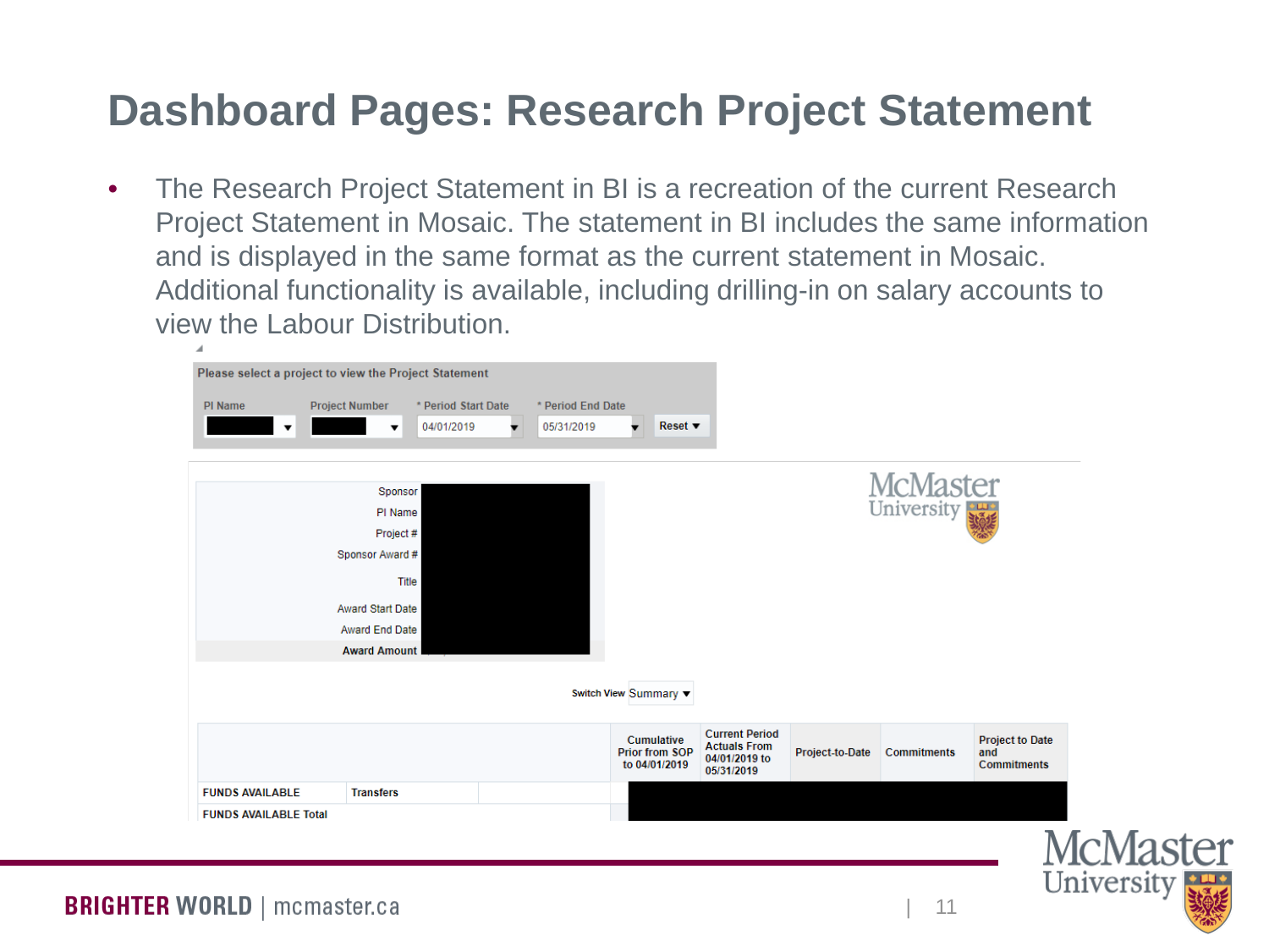# Dashboard Pages: Research Project Statement

- The Research Project Statement in BI is a recreation of the current Research Project Statement in Mosaic. The statement in BI includes the same information and is displayed in the same format as the current statement in Mosaic. Additional functionality is available, including drilling-in on salary accounts to view the Labour Distribution.

Please select a project to view the Project Statement

| PI Name | Project Number | * Period Start Date | * Period End Date | |
|---|---|---|---|---|
| | | 04/01/2019 | 05/31/2019 | Reset |

McMaster University

| | |
|---|---|
| Sponsor | |
| PI Name | |
| Project # | |
| Sponsor Award # | |
| Title | |
| Award Start Date | |
| Award End Date | |
| **Award Amount** | |

Switch View: Summary

| | | | Cumulative Prior from SOP to 04/01/2019 | Current Period Actuals From 04/01/2019 to 05/31/2019 | Project-to-Date | Commitments | Project to Date and Commitments |
|---|---|---|---|---|---|---|---|
| FUNDS AVAILABLE | Transfers | | | | | | |
| FUNDS AVAILABLE Total | | | | | | | |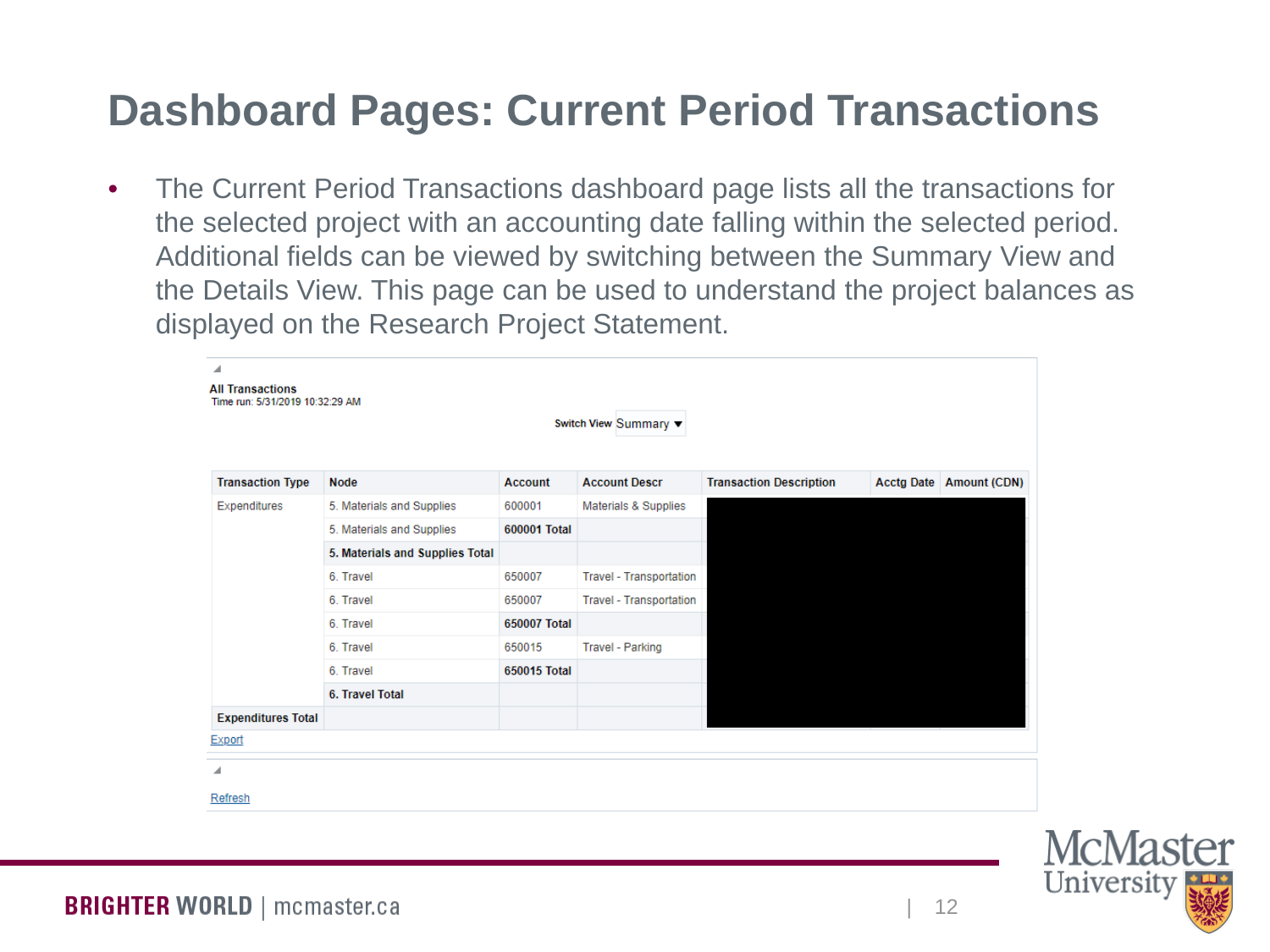# Dashboard Pages: Current Period Transactions

- The Current Period Transactions dashboard page lists all the transactions for the selected project with an accounting date falling within the selected period. Additional fields can be viewed by switching between the Summary View and the Details View. This page can be used to understand the project balances as displayed on the Research Project Statement.

**All Transactions**
Time run: 5/31/2019 10:32:29 AM

Switch View Summary

| Transaction Type | Node | Account | Account Descr | Transaction Description | Acctg Date | Amount (CDN) |
|---|---|---|---|---|---|---|
| Expenditures | 5. Materials and Supplies | 600001 | Materials & Supplies | | | |
| | 5. Materials and Supplies | **600001 Total** | | | | |
| | **5. Materials and Supplies Total** | | | | | |
| | 6. Travel | 650007 | Travel - Transportation | | | |
| | 6. Travel | 650007 | Travel - Transportation | | | |
| | 6. Travel | **650007 Total** | | | | |
| | 6. Travel | 650015 | Travel - Parking | | | |
| | 6. Travel | **650015 Total** | | | | |
| | **6. Travel Total** | | | | | |
| **Expenditures Total** | | | | | | |

Export

Refresh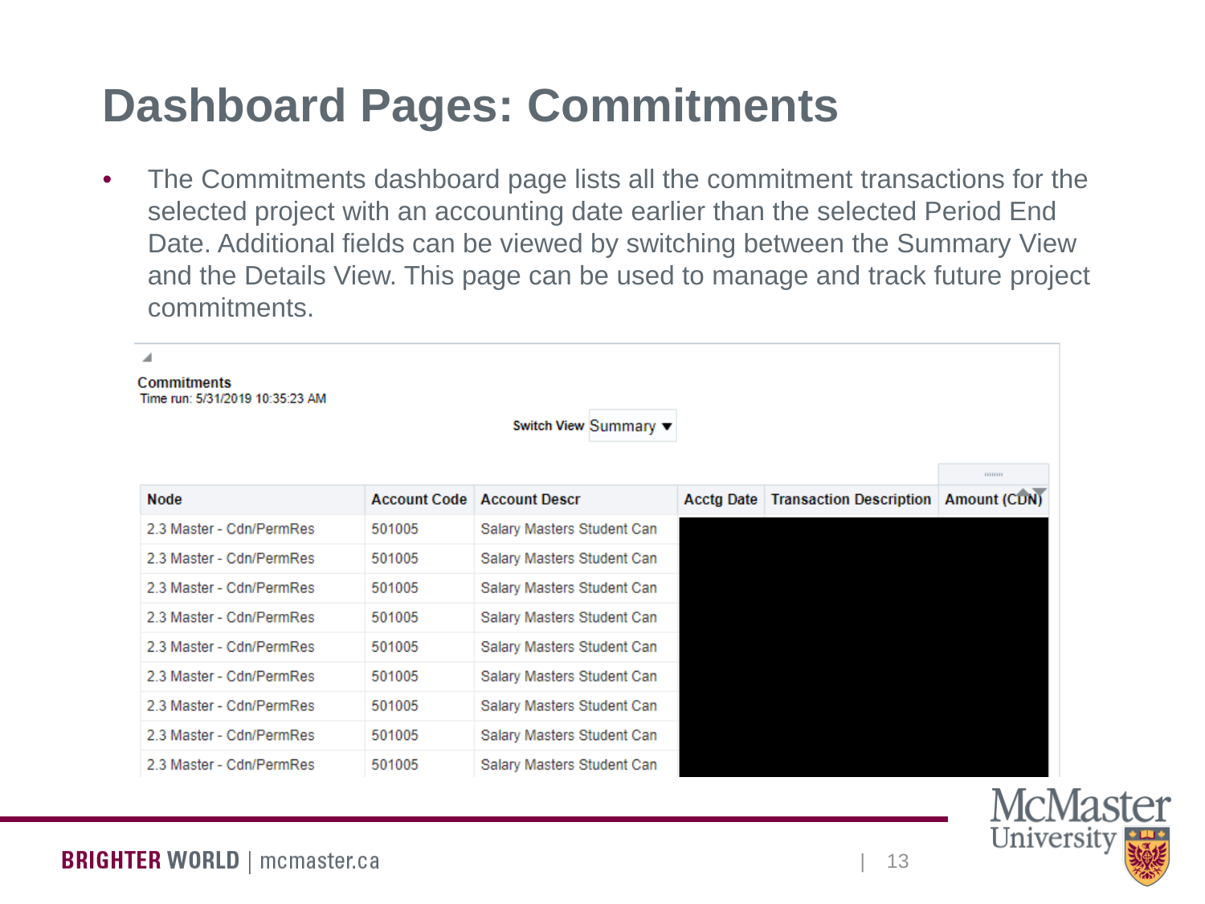# Dashboard Pages: Commitments

- The Commitments dashboard page lists all the commitment transactions for the selected project with an accounting date earlier than the selected Period End Date. Additional fields can be viewed by switching between the Summary View and the Details View. This page can be used to manage and track future project commitments.

**Commitments**
Time run: 5/31/2019 10:35:23 AM

Switch View Summary

| Node | Account Code | Account Descr | Acctg Date | Transaction Description | Amount (CDN) |
|---|---|---|---|---|---|
| 2.3 Master - Cdn/PermRes | 501005 | Salary Masters Student Can | | | |
| 2.3 Master - Cdn/PermRes | 501005 | Salary Masters Student Can | | | |
| 2.3 Master - Cdn/PermRes | 501005 | Salary Masters Student Can | | | |
| 2.3 Master - Cdn/PermRes | 501005 | Salary Masters Student Can | | | |
| 2.3 Master - Cdn/PermRes | 501005 | Salary Masters Student Can | | | |
| 2.3 Master - Cdn/PermRes | 501005 | Salary Masters Student Can | | | |
| 2.3 Master - Cdn/PermRes | 501005 | Salary Masters Student Can | | | |
| 2.3 Master - Cdn/PermRes | 501005 | Salary Masters Student Can | | | |
| 2.3 Master - Cdn/PermRes | 501005 | Salary Masters Student Can | | | |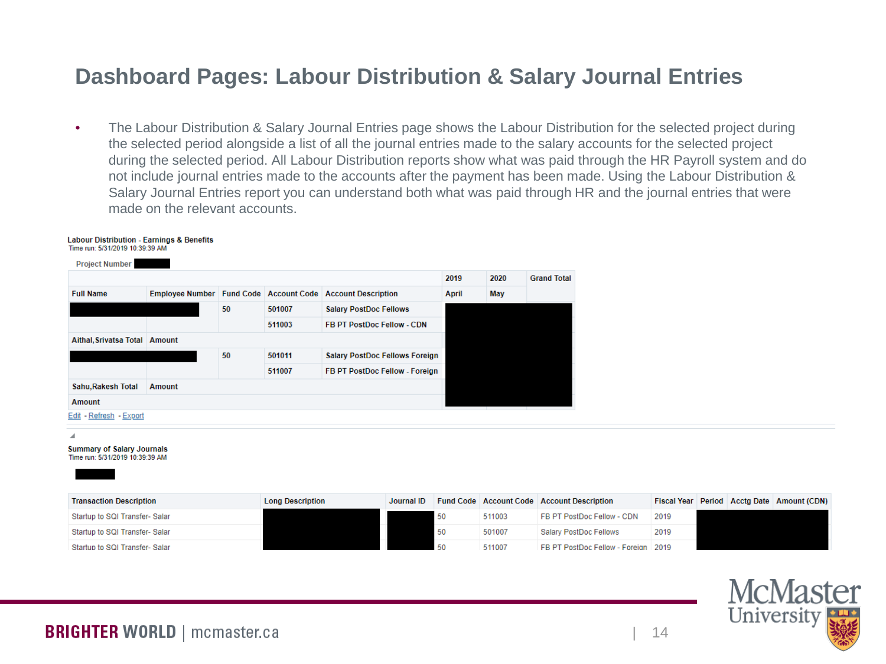# Dashboard Pages: Labour Distribution & Salary Journal Entries

- The Labour Distribution & Salary Journal Entries page shows the Labour Distribution for the selected project during the selected period alongside a list of all the journal entries made to the salary accounts for the selected project during the selected period. All Labour Distribution reports show what was paid through the HR Payroll system and do not include journal entries made to the accounts after the payment has been made. Using the Labour Distribution & Salary Journal Entries report you can understand both what was paid through HR and the journal entries that were made on the relevant accounts.

**Labour Distribution - Earnings & Benefits**
Time run: 5/31/2019 10:39:39 AM

Project Number

| | | | | | 2019 | 2020 | Grand Total |
|---|---|---|---|---|---|---|---|
| Full Name | Employee Number | Fund Code | Account Code | Account Description | April | May | |
| | | 50 | 501007 | Salary PostDoc Fellows | | | |
| | | | 511003 | FB PT PostDoc Fellow - CDN | | | |
| Aithal,Srivatsa Total | Amount | | | | | | |
| | | 50 | 501011 | Salary PostDoc Fellows Foreign | | | |
| | | | 511007 | FB PT PostDoc Fellow - Foreign | | | |
| Sahu,Rakesh Total | Amount | | | | | | |
| Amount | | | | | | | |

Edit - Refresh - Export

**Summary of Salary Journals**
Time run: 5/31/2019 10:39:39 AM

| Transaction Description | Long Description | Journal ID | Fund Code | Account Code | Account Description | Fiscal Year | Period | Acctg Date | Amount (CDN) |
|---|---|---|---|---|---|---|---|---|---|
| Startup to SQI Transfer- Salar | | | 50 | 511003 | FB PT PostDoc Fellow - CDN | 2019 | | | |
| Startup to SQI Transfer- Salar | | | 50 | 501007 | Salary PostDoc Fellows | 2019 | | | |
| Startup to SQI Transfer- Salar | | | 50 | 511007 | FB PT PostDoc Fellow - Foreign | 2019 | | | |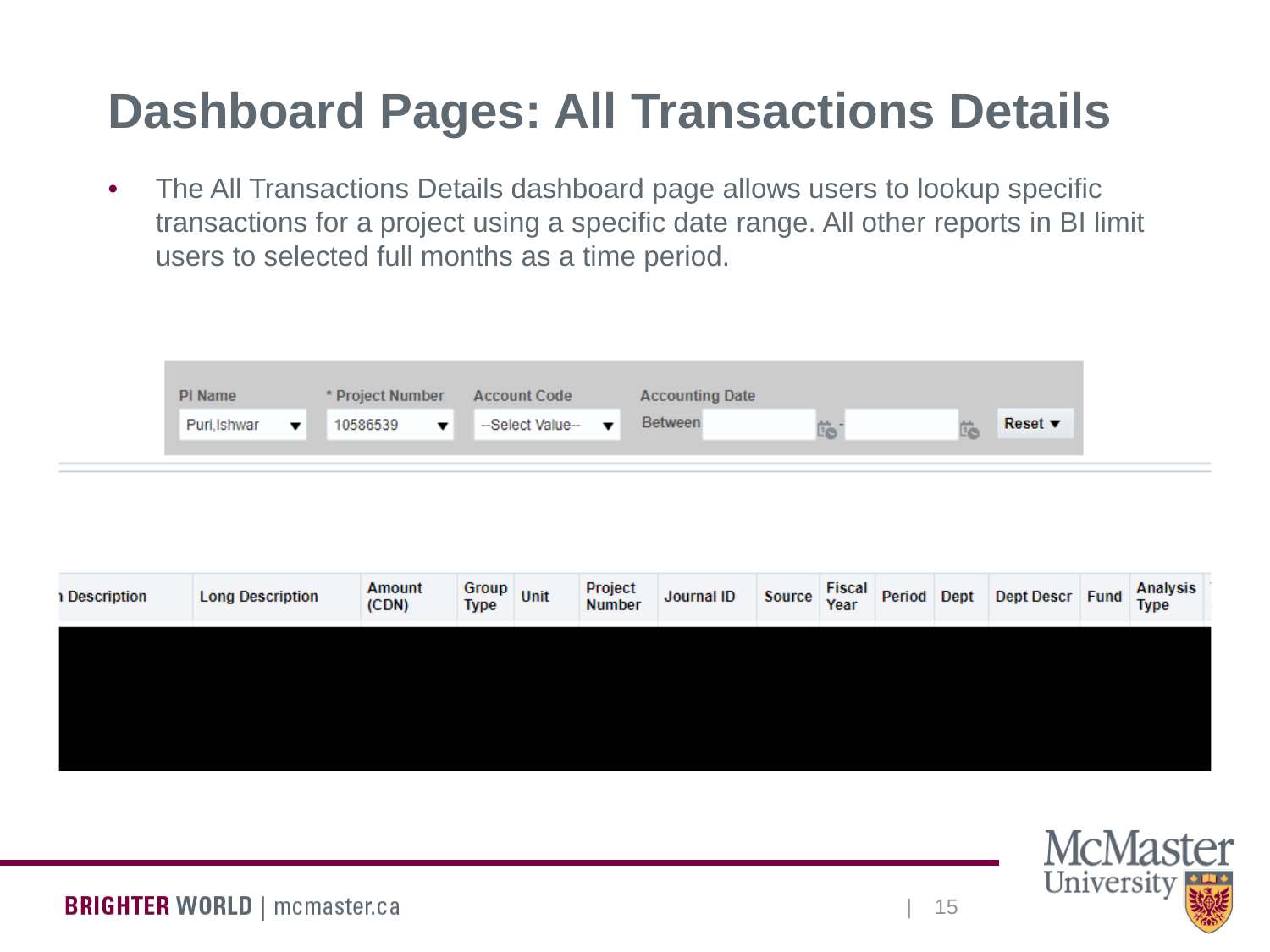# Dashboard Pages: All Transactions Details

- The All Transactions Details dashboard page allows users to lookup specific transactions for a project using a specific date range. All other reports in BI limit users to selected full months as a time period.

| PI Name | * Project Number | Account Code | Accounting Date | |
|---|---|---|---|---|
| Puri,Ishwar | 10586539 | --Select Value-- | Between - | Reset |

| Description | Long Description | Amount (CDN) | Group Type | Unit | Project Number | Journal ID | Source | Fiscal Year | Period | Dept | Dept Descr | Fund | Analysis Type |
|---|---|---|---|---|---|---|---|---|---|---|---|---|---|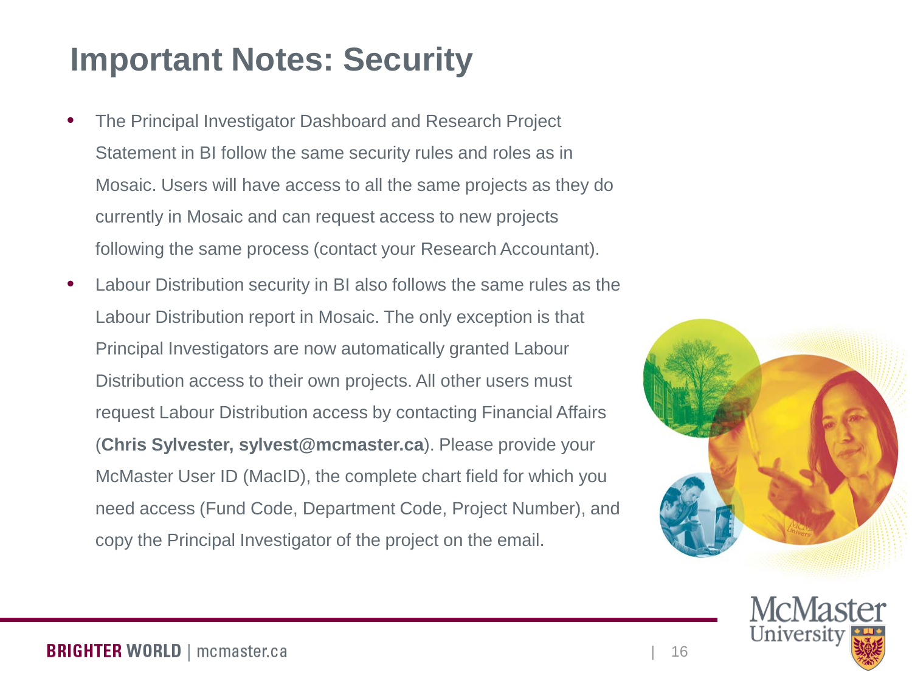# Important Notes: Security

- The Principal Investigator Dashboard and Research Project Statement in BI follow the same security rules and roles as in Mosaic. Users will have access to all the same projects as they do currently in Mosaic and can request access to new projects following the same process (contact your Research Accountant).
- Labour Distribution security in BI also follows the same rules as the Labour Distribution report in Mosaic. The only exception is that Principal Investigators are now automatically granted Labour Distribution access to their own projects. All other users must request Labour Distribution access by contacting Financial Affairs (**Chris Sylvester, sylvest@mcmaster.ca**). Please provide your McMaster User ID (MacID), the complete chart field for which you need access (Fund Code, Department Code, Project Number), and copy the Principal Investigator of the project on the email.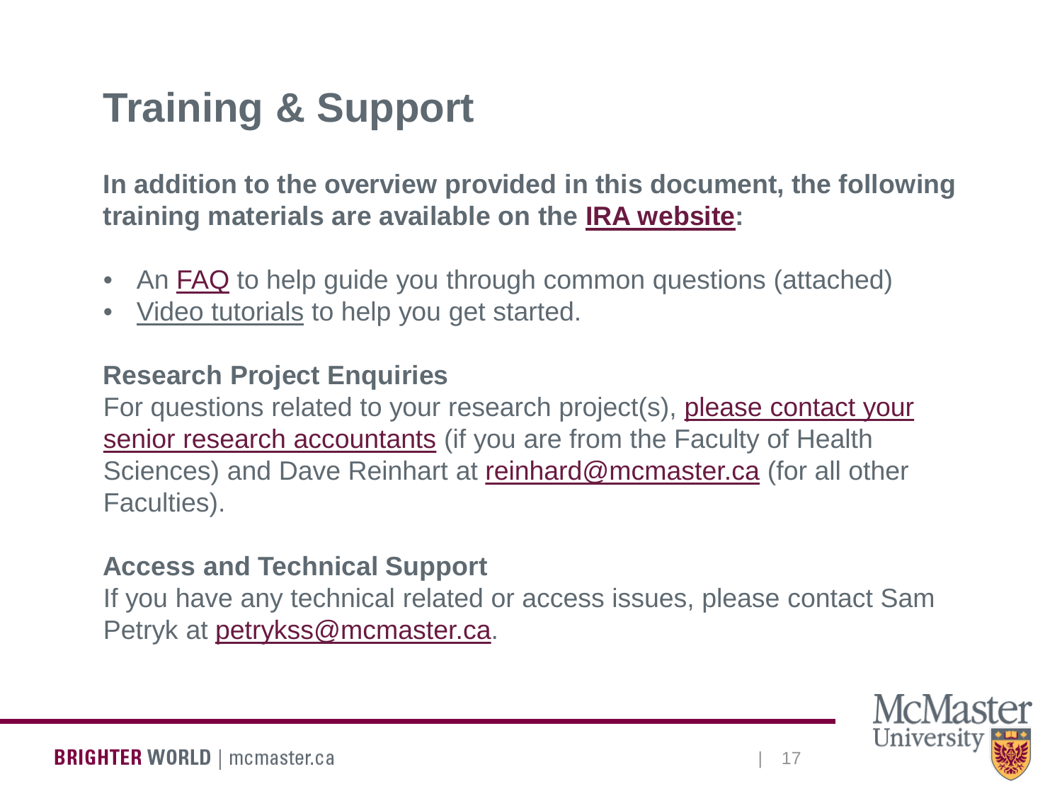# Training & Support

**In addition to the overview provided in this document, the following training materials are available on the IRA website:**

- An FAQ to help guide you through common questions (attached)
- Video tutorials to help you get started.

**Research Project Enquiries**

For questions related to your research project(s), please contact your senior research accountants (if you are from the Faculty of Health Sciences) and Dave Reinhart at reinhard@mcmaster.ca (for all other Faculties).

**Access and Technical Support**

If you have any technical related or access issues, please contact Sam Petryk at petrykss@mcmaster.ca.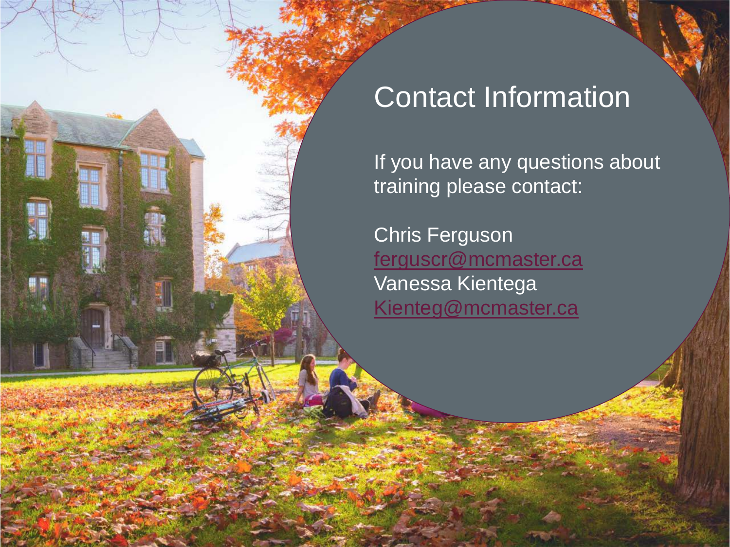# Contact Information

If you have any questions about training please contact:

Chris Ferguson
[ferguscr@mcmaster.ca](mailto:ferguscr@mcmaster.ca)
Vanessa Kientega
[Kienteg@mcmaster.ca](mailto:Kienteg@mcmaster.ca)